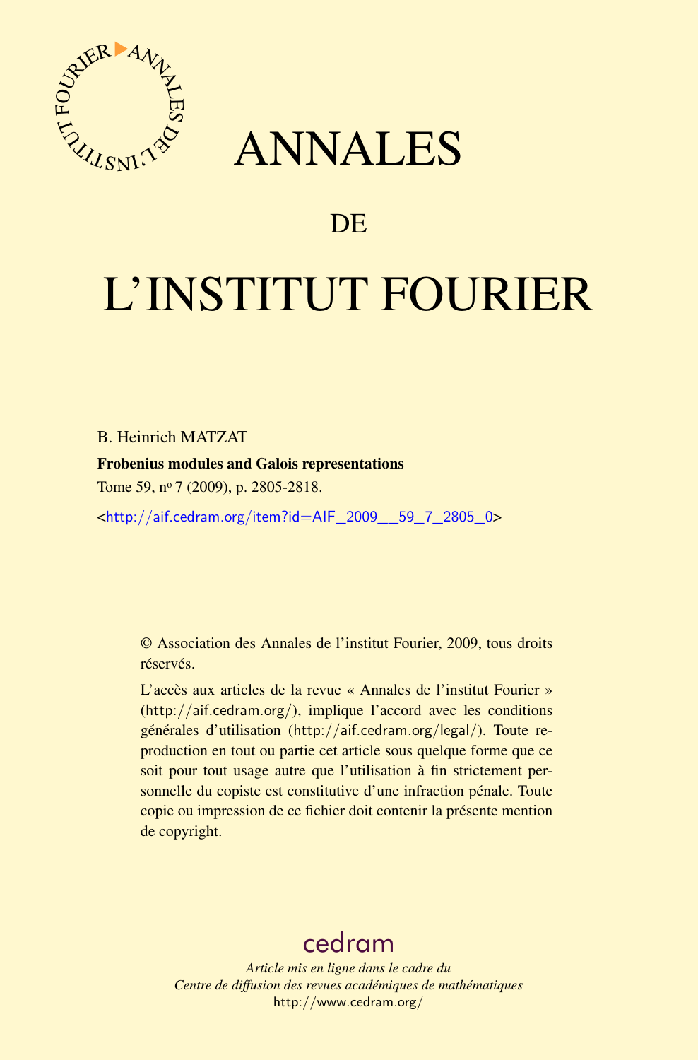# ANNALES

## DE

# L'INSTITUT FOURIER

B. Heinrich MATZAT

**Frobenius modules and Galois representations**

Tome 59, n° 7 (2009), p. 2805-2818.

<http://aif.cedram.org/item?id=AIF_2009__59_7_2805_0>

© Association des Annales de l'institut Fourier, 2009, tous droits réservés.

L'accès aux articles de la revue « Annales de l'institut Fourier » (http://aif.cedram.org/), implique l'accord avec les conditions générales d'utilisation (http://aif.cedram.org/legal/). Toute reproduction en tout ou partie cet article sous quelque forme que ce soit pour tout usage autre que l'utilisation à fin strictement personnelle du copiste est constitutive d'une infraction pénale. Toute copie ou impression de ce fichier doit contenir la présente mention de copyright.

cedram

*Article mis en ligne dans le cadre du*
*Centre de diffusion des revues académiques de mathématiques*
http://www.cedram.org/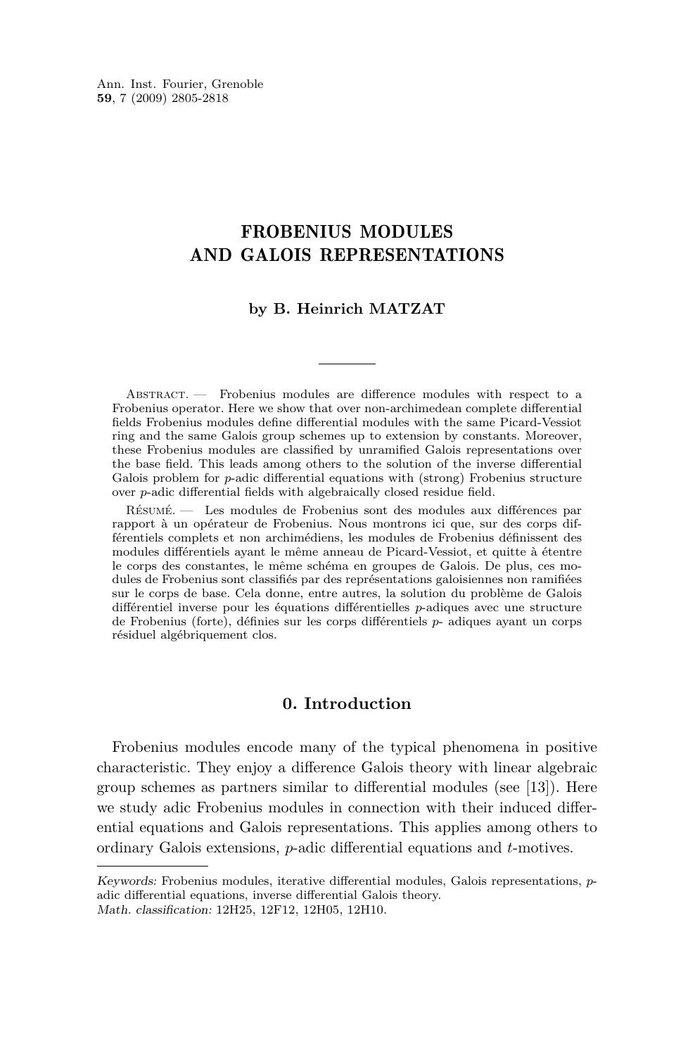# FROBENIUS MODULES AND GALOIS REPRESENTATIONS

**by B. Heinrich MATZAT**

Abstract. — Frobenius modules are difference modules with respect to a Frobenius operator. Here we show that over non-archimedean complete differential fields Frobenius modules define differential modules with the same Picard-Vessiot ring and the same Galois group schemes up to extension by constants. Moreover, these Frobenius modules are classified by unramified Galois representations over the base field. This leads among others to the solution of the inverse differential Galois problem for $p$-adic differential equations with (strong) Frobenius structure over $p$-adic differential fields with algebraically closed residue field.

Résumé. — Les modules de Frobenius sont des modules aux différences par rapport à un opérateur de Frobenius. Nous montrons ici que, sur des corps différentiels complets et non archimédiens, les modules de Frobenius définissent des modules différentiels ayant le même anneau de Picard-Vessiot, et quitte à étentre le corps des constantes, le même schéma en groupes de Galois. De plus, ces modules de Frobenius sont classifiés par des représentations galoisiennes non ramifiées sur le corps de base. Cela donne, entre autres, la solution du problème de Galois différentiel inverse pour les équations différentielles $p$-adiques avec une structure de Frobenius (forte), définies sur les corps différentiels $p$- adiques ayant un corps résiduel algébriquement clos.

## 0. Introduction

Frobenius modules encode many of the typical phenomena in positive characteristic. They enjoy a difference Galois theory with linear algebraic group schemes as partners similar to differential modules (see [13]). Here we study adic Frobenius modules in connection with their induced differential equations and Galois representations. This applies among others to ordinary Galois extensions, $p$-adic differential equations and $t$-motives.

---

*Keywords:* Frobenius modules, iterative differential modules, Galois representations, $p$-adic differential equations, inverse differential Galois theory.
*Math. classification:* 12H25, 12F12, 12H05, 12H10.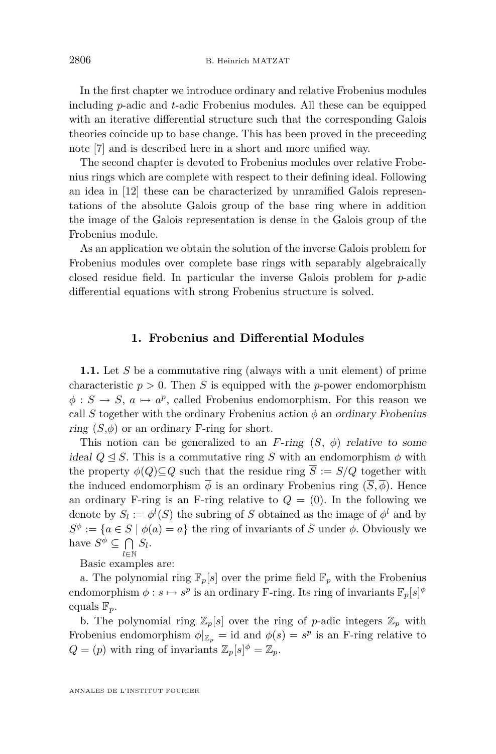In the first chapter we introduce ordinary and relative Frobenius modules including $p$-adic and $t$-adic Frobenius modules. All these can be equipped with an iterative differential structure such that the corresponding Galois theories coincide up to base change. This has been proved in the preceeding note [7] and is described here in a short and more unified way.

The second chapter is devoted to Frobenius modules over relative Frobenius rings which are complete with respect to their defining ideal. Following an idea in [12] these can be characterized by unramified Galois representations of the absolute Galois group of the base ring where in addition the image of the Galois representation is dense in the Galois group of the Frobenius module.

As an application we obtain the solution of the inverse Galois problem for Frobenius modules over complete base rings with separably algebraically closed residue field. In particular the inverse Galois problem for $p$-adic differential equations with strong Frobenius structure is solved.

## 1. Frobenius and Differential Modules

**1.1.** Let $S$ be a commutative ring (always with a unit element) of prime characteristic $p > 0$. Then $S$ is equipped with the $p$-power endomorphism $\phi : S \to S$, $a \mapsto a^p$, called Frobenius endomorphism. For this reason we call $S$ together with the ordinary Frobenius action $\phi$ an *ordinary Frobenius ring* $(S,\phi)$ or an ordinary F-ring for short.

This notion can be generalized to an *F-ring* $(S, \phi)$ *relative to some ideal* $Q \trianglelefteq S$. This is a commutative ring $S$ with an endomorphism $\phi$ with the property $\phi(Q) \subseteq Q$ such that the residue ring $\overline{S} := S/Q$ together with the induced endomorphism $\overline{\phi}$ is an ordinary Frobenius ring $(\overline{S}, \overline{\phi})$. Hence an ordinary F-ring is an F-ring relative to $Q = (0)$. In the following we denote by $S_l := \phi^l(S)$ the subring of $S$ obtained as the image of $\phi^l$ and by $S^\phi := \{a \in S \mid \phi(a) = a\}$ the ring of invariants of $S$ under $\phi$. Obviously we have $S^\phi \subseteq \bigcap_{l \in \mathbb{N}} S_l$.

Basic examples are:

a. The polynomial ring $\mathbb{F}_p[s]$ over the prime field $\mathbb{F}_p$ with the Frobenius endomorphism $\phi : s \mapsto s^p$ is an ordinary F-ring. Its ring of invariants $\mathbb{F}_p[s]^\phi$ equals $\mathbb{F}_p$.

b. The polynomial ring $\mathbb{Z}_p[s]$ over the ring of $p$-adic integers $\mathbb{Z}_p$ with Frobenius endomorphism $\phi|_{\mathbb{Z}_p} = \mathrm{id}$ and $\phi(s) = s^p$ is an F-ring relative to $Q = (p)$ with ring of invariants $\mathbb{Z}_p[s]^\phi = \mathbb{Z}_p$.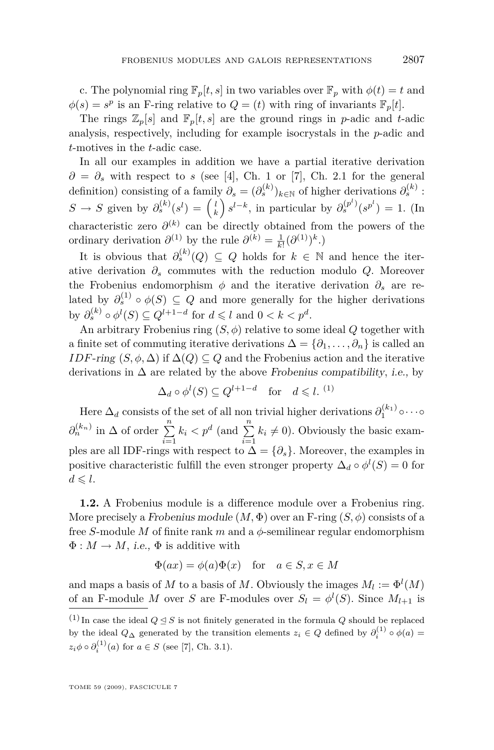c. The polynomial ring $\mathbb{F}_p[t,s]$ in two variables over $\mathbb{F}_p$ with $\phi(t)=t$ and $\phi(s)=s^p$ is an F-ring relative to $Q=(t)$ with ring of invariants $\mathbb{F}_p[t]$.

The rings $\mathbb{Z}_p[s]$ and $\mathbb{F}_p[t,s]$ are the ground rings in $p$-adic and $t$-adic analysis, respectively, including for example isocrystals in the $p$-adic and $t$-motives in the $t$-adic case.

In all our examples in addition we have a partial iterative derivation $\partial=\partial_s$ with respect to $s$ (see [4], Ch. 1 or [7], Ch. 2.1 for the general definition) consisting of a family $\partial_s=(\partial_s^{(k)})_{k\in\mathbb{N}}$ of higher derivations $\partial_s^{(k)}: S\to S$ given by $\partial_s^{(k)}(s^l)=\binom{l}{k}s^{l-k}$, in particular by $\partial_s^{(p^l)}(s^{p^l})=1$. (In characteristic zero $\partial^{(k)}$ can be directly obtained from the powers of the ordinary derivation $\partial^{(1)}$ by the rule $\partial^{(k)}=\frac{1}{k!}(\partial^{(1)})^k$.)

It is obvious that $\partial_s^{(k)}(Q)\subseteq Q$ holds for $k\in\mathbb{N}$ and hence the iterative derivation $\partial_s$ commutes with the reduction modulo $Q$. Moreover the Frobenius endomorphism $\phi$ and the iterative derivation $\partial_s$ are related by $\partial_s^{(1)}\circ\phi(S)\subseteq Q$ and more generally for the higher derivations by $\partial_s^{(k)}\circ\phi^l(S)\subseteq Q^{l+1-d}$ for $d\leqslant l$ and $0<k<p^d$.

An arbitrary Frobenius ring $(S,\phi)$ relative to some ideal $Q$ together with a finite set of commuting iterative derivations $\Delta=\{\partial_1,\dots,\partial_n\}$ is called an *IDF-ring* $(S,\phi,\Delta)$ if $\Delta(Q)\subseteq Q$ and the Frobenius action and the iterative derivations in $\Delta$ are related by the above *Frobenius compatibility*, *i.e.*, by

$$\Delta_d\circ\phi^l(S)\subseteq Q^{l+1-d}\quad\text{for}\quad d\leqslant l.\ ^{(1)}$$

Here $\Delta_d$ consists of the set of all non trivial higher derivations $\partial_1^{(k_1)}\circ\cdots\circ\partial_n^{(k_n)}$ in $\Delta$ of order $\sum_{i=1}^n k_i<p^d$ (and $\sum_{i=1}^n k_i\neq 0$). Obviously the basic examples are all IDF-rings with respect to $\Delta=\{\partial_s\}$. Moreover, the examples in positive characteristic fulfill the even stronger property $\Delta_d\circ\phi^l(S)=0$ for $d\leqslant l$.

**1.2.** A Frobenius module is a difference module over a Frobenius ring. More precisely a *Frobenius module* $(M,\Phi)$ over an F-ring $(S,\phi)$ consists of a free $S$-module $M$ of finite rank $m$ and a $\phi$-semilinear regular endomorphism $\Phi: M\to M$, *i.e.*, $\Phi$ is additive with

$$\Phi(ax)=\phi(a)\Phi(x)\quad\text{for}\quad a\in S,x\in M$$

and maps a basis of $M$ to a basis of $M$. Obviously the images $M_l:=\Phi^l(M)$ of an F-module $M$ over $S$ are F-modules over $S_l=\phi^l(S)$. Since $M_{l+1}$ is

---

(1) In case the ideal $Q\trianglelefteq S$ is not finitely generated in the formula $Q$ should be replaced by the ideal $Q_\Delta$ generated by the transition elements $z_i\in Q$ defined by $\partial_i^{(1)}\circ\phi(a)=z_i\phi\circ\partial_i^{(1)}(a)$ for $a\in S$ (see [7], Ch. 3.1).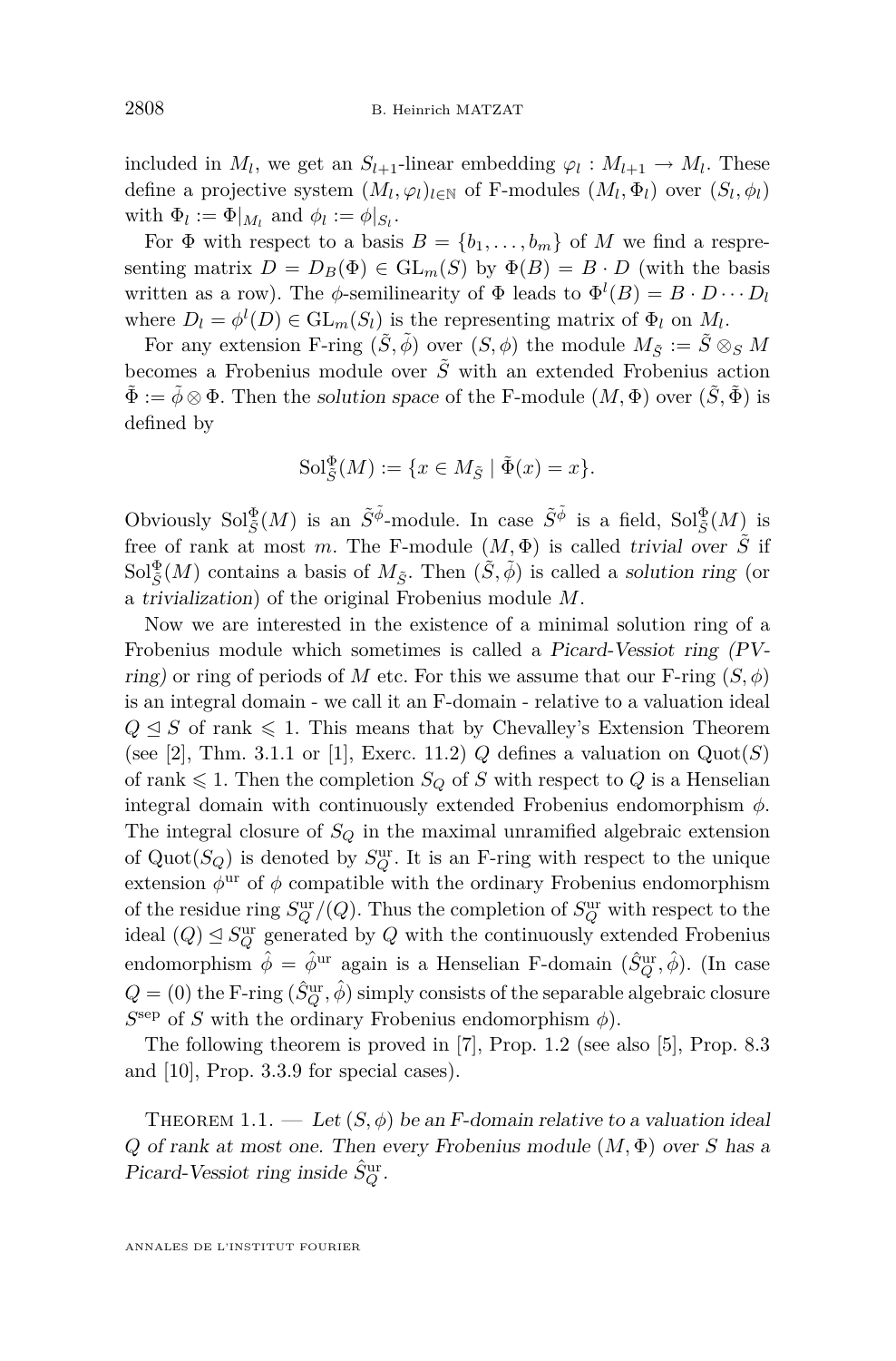included in $M_l$, we get an $S_{l+1}$-linear embedding $\varphi_l : M_{l+1} \to M_l$. These define a projective system $(M_l, \varphi_l)_{l\in\mathbb{N}}$ of F-modules $(M_l, \Phi_l)$ over $(S_l, \phi_l)$ with $\Phi_l := \Phi|_{M_l}$ and $\phi_l := \phi|_{S_l}$.

For $\Phi$ with respect to a basis $B = \{b_1, \dots, b_m\}$ of $M$ we find a respresenting matrix $D = D_B(\Phi) \in \mathrm{GL}_m(S)$ by $\Phi(B) = B \cdot D$ (with the basis written as a row). The $\phi$-semilinearity of $\Phi$ leads to $\Phi^l(B) = B \cdot D \cdots D_l$ where $D_l = \phi^l(D) \in \mathrm{GL}_m(S_l)$ is the representing matrix of $\Phi_l$ on $M_l$.

For any extension F-ring $(\tilde{S}, \tilde{\phi})$ over $(S, \phi)$ the module $M_{\tilde{S}} := \tilde{S} \otimes_S M$ becomes a Frobenius module over $\tilde{S}$ with an extended Frobenius action $\tilde{\Phi} := \tilde{\phi} \otimes \Phi$. Then the *solution space* of the F-module $(M, \Phi)$ over $(\tilde{S}, \tilde{\Phi})$ is defined by

$$\mathrm{Sol}^{\Phi}_{\tilde{S}}(M) := \{x \in M_{\tilde{S}} \mid \tilde{\Phi}(x) = x\}.$$

Obviously $\mathrm{Sol}^{\Phi}_{\tilde{S}}(M)$ is an $\tilde{S}^{\tilde{\phi}}$-module. In case $\tilde{S}^{\tilde{\phi}}$ is a field, $\mathrm{Sol}^{\Phi}_{\tilde{S}}(M)$ is free of rank at most $m$. The F-module $(M, \Phi)$ is called *trivial over* $\tilde{S}$ if $\mathrm{Sol}^{\Phi}_{\tilde{S}}(M)$ contains a basis of $M_{\tilde{S}}$. Then $(\tilde{S}, \tilde{\phi})$ is called a *solution ring* (or a *trivialization*) of the original Frobenius module $M$.

Now we are interested in the existence of a minimal solution ring of a Frobenius module which sometimes is called a *Picard-Vessiot ring (PV-ring)* or ring of periods of $M$ etc. For this we assume that our F-ring $(S, \phi)$ is an integral domain - we call it an F-domain - relative to a valuation ideal $Q \trianglelefteq S$ of rank $\leqslant 1$. This means that by Chevalley's Extension Theorem (see [2], Thm. 3.1.1 or [1], Exerc. 11.2) $Q$ defines a valuation on $\mathrm{Quot}(S)$ of rank $\leqslant 1$. Then the completion $S_Q$ of $S$ with respect to $Q$ is a Henselian integral domain with continuously extended Frobenius endomorphism $\phi$. The integral closure of $S_Q$ in the maximal unramified algebraic extension of $\mathrm{Quot}(S_Q)$ is denoted by $S_Q^{\mathrm{ur}}$. It is an F-ring with respect to the unique extension $\phi^{\mathrm{ur}}$ of $\phi$ compatible with the ordinary Frobenius endomorphism of the residue ring $S_Q^{\mathrm{ur}}/(Q)$. Thus the completion of $S_Q^{\mathrm{ur}}$ with respect to the ideal $(Q) \trianglelefteq S_Q^{\mathrm{ur}}$ generated by $Q$ with the continuously extended Frobenius endomorphism $\hat{\phi} = \hat{\phi}^{\mathrm{ur}}$ again is a Henselian F-domain $(\hat{S}_Q^{\mathrm{ur}}, \hat{\phi})$. (In case $Q = (0)$ the F-ring $(\hat{S}_Q^{\mathrm{ur}}, \hat{\phi})$ simply consists of the separable algebraic closure $S^{\mathrm{sep}}$ of $S$ with the ordinary Frobenius endomorphism $\phi$).

The following theorem is proved in [7], Prop. 1.2 (see also [5], Prop. 8.3 and [10], Prop. 3.3.9 for special cases).

**Theorem 1.1.** — *Let $(S, \phi)$ be an F-domain relative to a valuation ideal $Q$ of rank at most one. Then every Frobenius module $(M, \Phi)$ over $S$ has a Picard-Vessiot ring inside $\hat{S}_Q^{\mathrm{ur}}$.*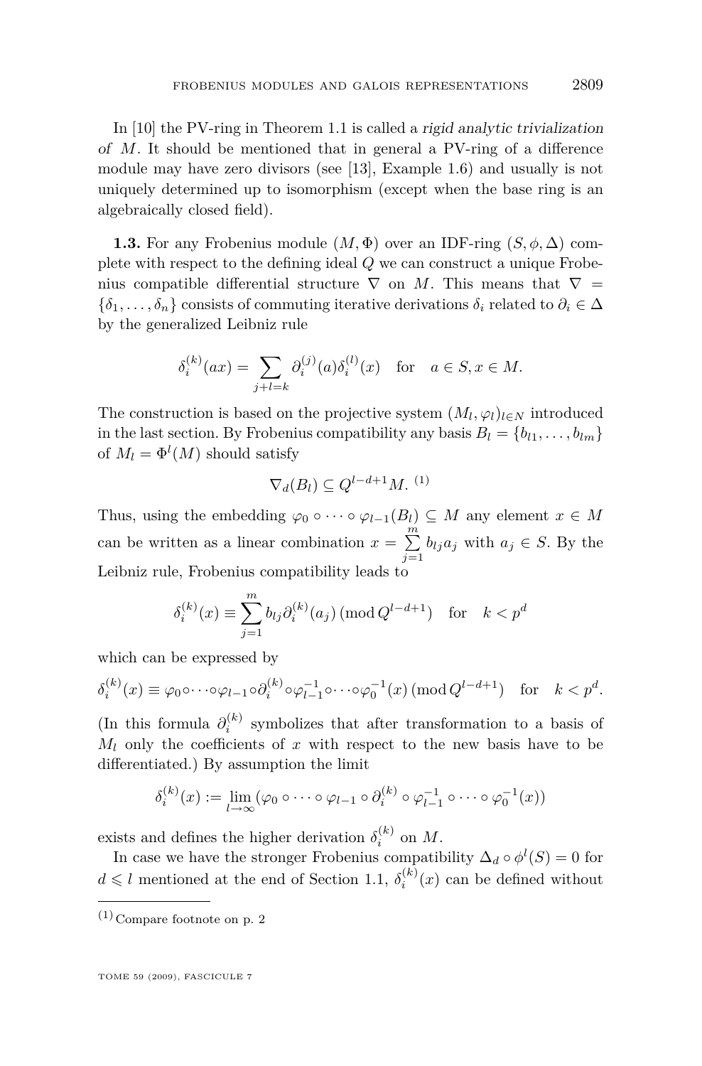In [10] the PV-ring in Theorem 1.1 is called a *rigid analytic trivialization of* $M$. It should be mentioned that in general a PV-ring of a difference module may have zero divisors (see [13], Example 1.6) and usually is not uniquely determined up to isomorphism (except when the base ring is an algebraically closed field).

**1.3.** For any Frobenius module $(M, \Phi)$ over an IDF-ring $(S, \phi, \Delta)$ complete with respect to the defining ideal $Q$ we can construct a unique Frobenius compatible differential structure $\nabla$ on $M$. This means that $\nabla = \{\delta_1, \ldots, \delta_n\}$ consists of commuting iterative derivations $\delta_i$ related to $\partial_i \in \Delta$ by the generalized Leibniz rule

$$\delta_i^{(k)}(ax) = \sum_{j+l=k} \partial_i^{(j)}(a)\delta_i^{(l)}(x) \quad \text{for} \quad a \in S, x \in M.$$

The construction is based on the projective system $(M_l, \varphi_l)_{l \in N}$ introduced in the last section. By Frobenius compatibility any basis $B_l = \{b_{l1}, \ldots, b_{lm}\}$ of $M_l = \Phi^l(M)$ should satisfy

$$\nabla_d(B_l) \subseteq Q^{l-d+1}M. \text{ [1]}$$

Thus, using the embedding $\varphi_0 \circ \cdots \circ \varphi_{l-1}(B_l) \subseteq M$ any element $x \in M$ can be written as a linear combination $x = \sum_{j=1}^{m} b_{lj}a_j$ with $a_j \in S$. By the Leibniz rule, Frobenius compatibility leads to

$$\delta_i^{(k)}(x) \equiv \sum_{j=1}^{m} b_{lj}\partial_i^{(k)}(a_j) \, (\operatorname{mod} Q^{l-d+1}) \quad \text{for} \quad k < p^d$$

which can be expressed by

$$\delta_i^{(k)}(x) \equiv \varphi_0 \circ \cdots \circ \varphi_{l-1} \circ \partial_i^{(k)} \circ \varphi_{l-1}^{-1} \circ \cdots \circ \varphi_0^{-1}(x) \, (\operatorname{mod} Q^{l-d+1}) \quad \text{for} \quad k < p^d.$$

(In this formula $\partial_i^{(k)}$ symbolizes that after transformation to a basis of $M_l$ only the coefficients of $x$ with respect to the new basis have to be differentiated.) By assumption the limit

$$\delta_i^{(k)}(x) := \lim_{l \to \infty} (\varphi_0 \circ \cdots \circ \varphi_{l-1} \circ \partial_i^{(k)} \circ \varphi_{l-1}^{-1} \circ \cdots \circ \varphi_0^{-1}(x))$$

exists and defines the higher derivation $\delta_i^{(k)}$ on $M$.

In case we have the stronger Frobenius compatibility $\Delta_d \circ \phi^l(S) = 0$ for $d \leqslant l$ mentioned at the end of Section 1.1, $\delta_i^{(k)}(x)$ can be defined without

---

[1] Compare footnote on p. 2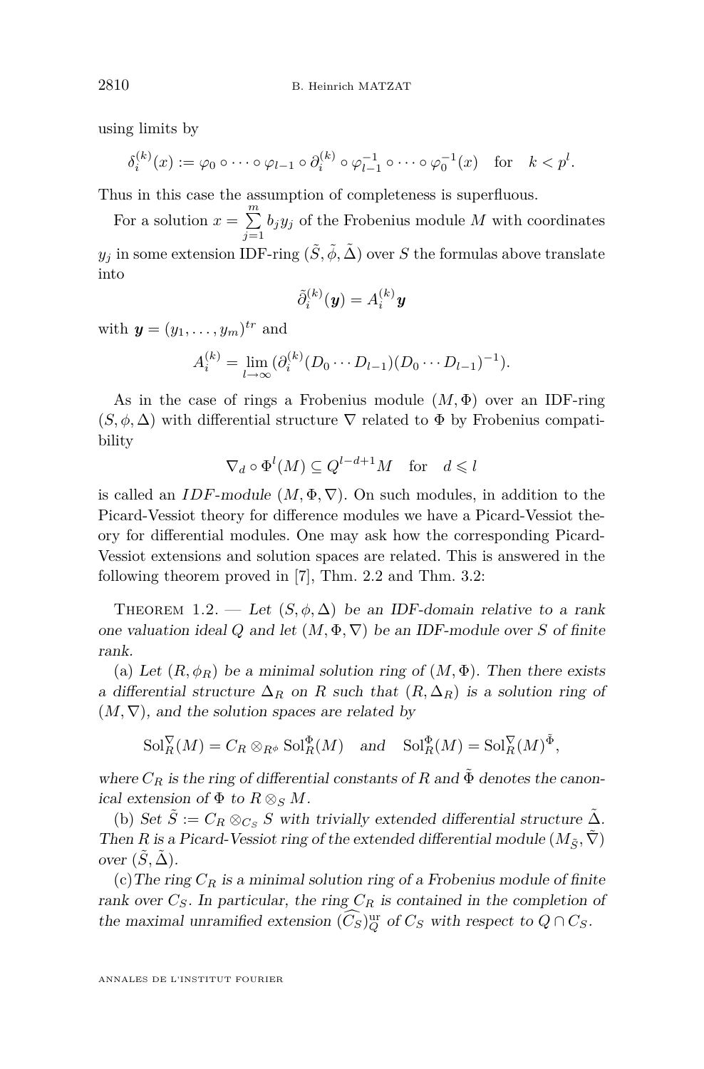using limits by

$$\delta_i^{(k)}(x) := \varphi_0 \circ \cdots \circ \varphi_{l-1} \circ \partial_i^{(k)} \circ \varphi_{l-1}^{-1} \circ \cdots \circ \varphi_0^{-1}(x) \quad \text{for} \quad k < p^l.$$

Thus in this case the assumption of completeness is superfluous.

For a solution $x = \sum_{j=1}^{m} b_j y_j$ of the Frobenius module $M$ with coordinates $y_j$ in some extension IDF-ring $(\tilde{S}, \tilde{\phi}, \tilde{\Delta})$ over $S$ the formulas above translate into

$$\tilde{\partial}_i^{(k)}(\boldsymbol{y}) = A_i^{(k)} \boldsymbol{y}$$

with $\boldsymbol{y} = (y_1, \ldots, y_m)^{tr}$ and

$$A_i^{(k)} = \lim_{l \to \infty} (\partial_i^{(k)}(D_0 \cdots D_{l-1})(D_0 \cdots D_{l-1})^{-1}).$$

As in the case of rings a Frobenius module $(M, \Phi)$ over an IDF-ring $(S, \phi, \Delta)$ with differential structure $\nabla$ related to $\Phi$ by Frobenius compatibility

$$\nabla_d \circ \Phi^l(M) \subseteq Q^{l-d+1} M \quad \text{for} \quad d \leqslant l$$

is called an *IDF-module* $(M, \Phi, \nabla)$. On such modules, in addition to the Picard-Vessiot theory for difference modules we have a Picard-Vessiot theory for differential modules. One may ask how the corresponding Picard-Vessiot extensions and solution spaces are related. This is answered in the following theorem proved in [7], Thm. 2.2 and Thm. 3.2:

Theorem 1.2. — *Let $(S, \phi, \Delta)$ be an IDF-domain relative to a rank one valuation ideal $Q$ and let $(M, \Phi, \nabla)$ be an IDF-module over $S$ of finite rank.*

(a) *Let $(R, \phi_R)$ be a minimal solution ring of $(M, \Phi)$. Then there exists a differential structure $\Delta_R$ on $R$ such that $(R, \Delta_R)$ is a solution ring of $(M, \nabla)$, and the solution spaces are related by*

$$\mathrm{Sol}_R^{\nabla}(M) = C_R \otimes_{R^\phi} \mathrm{Sol}_R^{\Phi}(M) \quad \text{and} \quad \mathrm{Sol}_R^{\Phi}(M) = \mathrm{Sol}_R^{\nabla}(M)^{\tilde{\Phi}},$$

*where $C_R$ is the ring of differential constants of $R$ and $\tilde{\Phi}$ denotes the canonical extension of $\Phi$ to $R \otimes_S M$.*

(b) *Set $\tilde{S} := C_R \otimes_{C_S} S$ with trivially extended differential structure $\tilde{\Delta}$. Then $R$ is a Picard-Vessiot ring of the extended differential module $(M_{\tilde{S}}, \tilde{\nabla})$ over $(\tilde{S}, \tilde{\Delta})$.*

(c) *The ring $C_R$ is a minimal solution ring of a Frobenius module of finite rank over $C_S$. In particular, the ring $C_R$ is contained in the completion of the maximal unramified extension $(\widehat{C_S})_Q^{\mathrm{ur}}$ of $C_S$ with respect to $Q \cap C_S$.*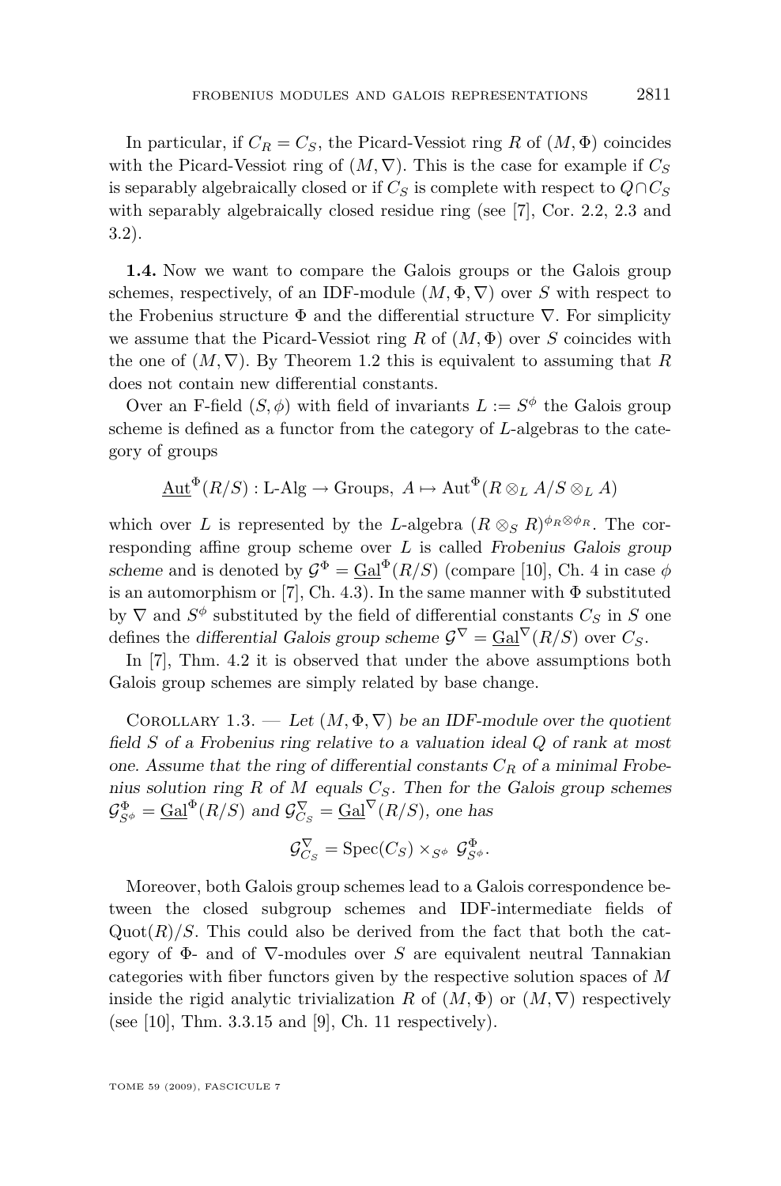In particular, if $C_R = C_S$, the Picard-Vessiot ring $R$ of $(M, \Phi)$ coincides with the Picard-Vessiot ring of $(M, \nabla)$. This is the case for example if $C_S$ is separably algebraically closed or if $C_S$ is complete with respect to $Q \cap C_S$ with separably algebraically closed residue ring (see [7], Cor. 2.2, 2.3 and 3.2).

**1.4.** Now we want to compare the Galois groups or the Galois group schemes, respectively, of an IDF-module $(M, \Phi, \nabla)$ over $S$ with respect to the Frobenius structure $\Phi$ and the differential structure $\nabla$. For simplicity we assume that the Picard-Vessiot ring $R$ of $(M, \Phi)$ over $S$ coincides with the one of $(M, \nabla)$. By Theorem 1.2 this is equivalent to assuming that $R$ does not contain new differential constants.

Over an F-field $(S, \phi)$ with field of invariants $L := S^{\phi}$ the Galois group scheme is defined as a functor from the category of $L$-algebras to the category of groups

$$\underline{\mathrm{Aut}}^{\Phi}(R/S) : \text{L-Alg} \to \text{Groups}, \ A \mapsto \mathrm{Aut}^{\Phi}(R \otimes_L A / S \otimes_L A)$$

which over $L$ is represented by the $L$-algebra $(R \otimes_S R)^{\phi_R \otimes \phi_R}$. The corresponding affine group scheme over $L$ is called *Frobenius Galois group scheme* and is denoted by $\mathcal{G}^{\Phi} = \underline{\mathrm{Gal}}^{\Phi}(R/S)$ (compare [10], Ch. 4 in case $\phi$ is an automorphism or [7], Ch. 4.3). In the same manner with $\Phi$ substituted by $\nabla$ and $S^{\phi}$ substituted by the field of differential constants $C_S$ in $S$ one defines the *differential Galois group scheme* $\mathcal{G}^{\nabla} = \underline{\mathrm{Gal}}^{\nabla}(R/S)$ over $C_S$.

In [7], Thm. 4.2 it is observed that under the above assumptions both Galois group schemes are simply related by base change.

Corollary 1.3. — *Let $(M, \Phi, \nabla)$ be an IDF-module over the quotient field $S$ of a Frobenius ring relative to a valuation ideal $Q$ of rank at most one. Assume that the ring of differential constants $C_R$ of a minimal Frobenius solution ring $R$ of $M$ equals $C_S$. Then for the Galois group schemes $\mathcal{G}^{\Phi}_{S^{\phi}} = \underline{\mathrm{Gal}}^{\Phi}(R/S)$ and $\mathcal{G}^{\nabla}_{C_S} = \underline{\mathrm{Gal}}^{\nabla}(R/S)$, one has*

$$\mathcal{G}^{\nabla}_{C_S} = \mathrm{Spec}(C_S) \times_{S^{\phi}} \mathcal{G}^{\Phi}_{S^{\phi}}.$$

Moreover, both Galois group schemes lead to a Galois correspondence between the closed subgroup schemes and IDF-intermediate fields of $\mathrm{Quot}(R)/S$. This could also be derived from the fact that both the category of $\Phi$- and of $\nabla$-modules over $S$ are equivalent neutral Tannakian categories with fiber functors given by the respective solution spaces of $M$ inside the rigid analytic trivialization $R$ of $(M, \Phi)$ or $(M, \nabla)$ respectively (see [10], Thm. 3.3.15 and [9], Ch. 11 respectively).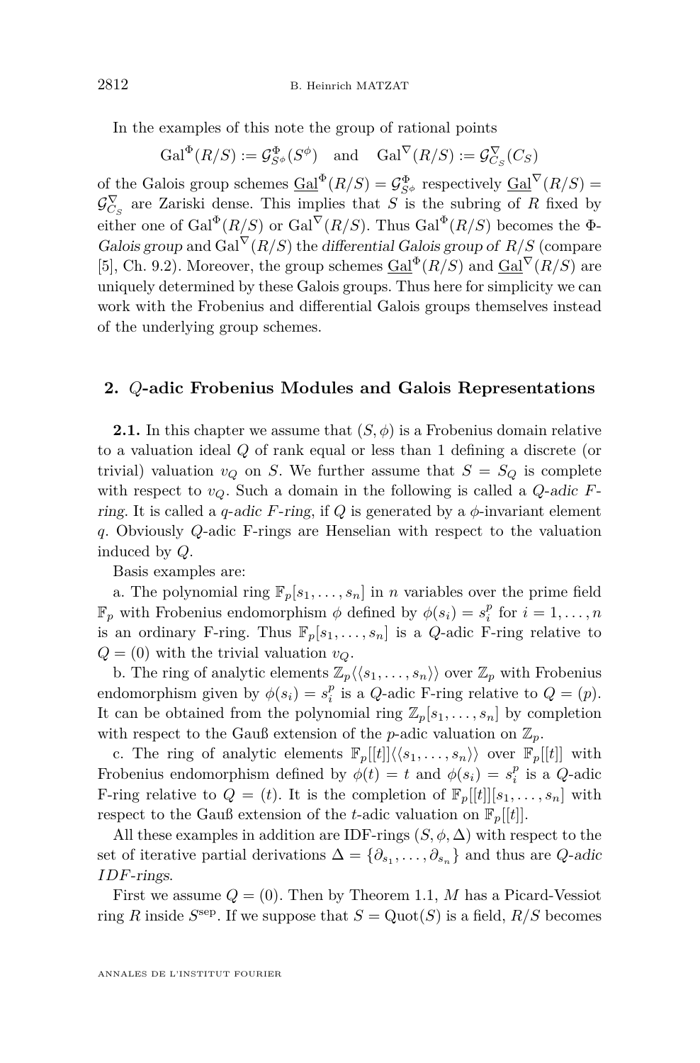In the examples of this note the group of rational points

$$\mathrm{Gal}^{\Phi}(R/S) := \mathcal{G}^{\Phi}_{S^{\phi}}(S^{\phi}) \quad \text{and} \quad \mathrm{Gal}^{\nabla}(R/S) := \mathcal{G}^{\nabla}_{C_S}(C_S)$$

of the Galois group schemes $\underline{\mathrm{Gal}}^{\Phi}(R/S) = \mathcal{G}^{\Phi}_{S^{\phi}}$ respectively $\underline{\mathrm{Gal}}^{\nabla}(R/S) = \mathcal{G}^{\nabla}_{C_S}$ are Zariski dense. This implies that $S$ is the subring of $R$ fixed by either one of $\mathrm{Gal}^{\Phi}(R/S)$ or $\mathrm{Gal}^{\nabla}(R/S)$. Thus $\mathrm{Gal}^{\Phi}(R/S)$ becomes the *$\Phi$-Galois group* and $\mathrm{Gal}^{\nabla}(R/S)$ the *differential Galois group of $R/S$* (compare [5], Ch. 9.2). Moreover, the group schemes $\underline{\mathrm{Gal}}^{\Phi}(R/S)$ and $\underline{\mathrm{Gal}}^{\nabla}(R/S)$ are uniquely determined by these Galois groups. Thus here for simplicity we can work with the Frobenius and differential Galois groups themselves instead of the underlying group schemes.

## 2. $Q$-adic Frobenius Modules and Galois Representations

**2.1.** In this chapter we assume that $(S, \phi)$ is a Frobenius domain relative to a valuation ideal $Q$ of rank equal or less than 1 defining a discrete (or trivial) valuation $v_Q$ on $S$. We further assume that $S = S_Q$ is complete with respect to $v_Q$. Such a domain in the following is called a *$Q$-adic F-ring*. It is called a *$q$-adic F-ring*, if $Q$ is generated by a $\phi$-invariant element $q$. Obviously $Q$-adic F-rings are Henselian with respect to the valuation induced by $Q$.

Basis examples are:

a. The polynomial ring $\mathbb{F}_p[s_1, \dots, s_n]$ in $n$ variables over the prime field $\mathbb{F}_p$ with Frobenius endomorphism $\phi$ defined by $\phi(s_i) = s_i^p$ for $i = 1, \dots, n$ is an ordinary F-ring. Thus $\mathbb{F}_p[s_1, \dots, s_n]$ is a $Q$-adic F-ring relative to $Q = (0)$ with the trivial valuation $v_Q$.

b. The ring of analytic elements $\mathbb{Z}_p\langle\langle s_1, \dots, s_n\rangle\rangle$ over $\mathbb{Z}_p$ with Frobenius endomorphism given by $\phi(s_i) = s_i^p$ is a $Q$-adic F-ring relative to $Q = (p)$. It can be obtained from the polynomial ring $\mathbb{Z}_p[s_1, \dots, s_n]$ by completion with respect to the Gauß extension of the $p$-adic valuation on $\mathbb{Z}_p$.

c. The ring of analytic elements $\mathbb{F}_p[[t]]\langle\langle s_1, \dots, s_n\rangle\rangle$ over $\mathbb{F}_p[[t]]$ with Frobenius endomorphism defined by $\phi(t) = t$ and $\phi(s_i) = s_i^p$ is a $Q$-adic F-ring relative to $Q = (t)$. It is the completion of $\mathbb{F}_p[[t]][s_1, \dots, s_n]$ with respect to the Gauß extension of the $t$-adic valuation on $\mathbb{F}_p[[t]]$.

All these examples in addition are IDF-rings $(S, \phi, \Delta)$ with respect to the set of iterative partial derivations $\Delta = \{\partial_{s_1}, \dots, \partial_{s_n}\}$ and thus are *$Q$-adic IDF-rings*.

First we assume $Q = (0)$. Then by Theorem 1.1, $M$ has a Picard-Vessiot ring $R$ inside $S^{\mathrm{sep}}$. If we suppose that $S = \mathrm{Quot}(S)$ is a field, $R/S$ becomes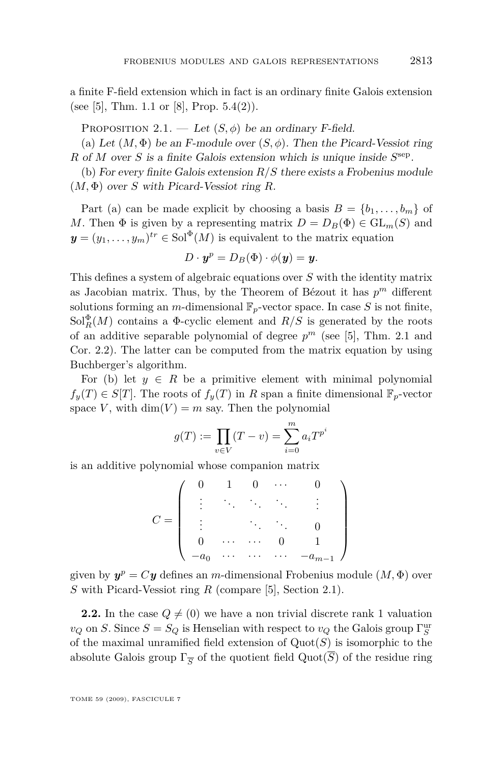a finite F-field extension which in fact is an ordinary finite Galois extension (see [5], Thm. 1.1 or [8], Prop. 5.4(2)).

Proposition 2.1. — *Let $(S, \phi)$ be an ordinary F-field.*

(a) *Let $(M, \Phi)$ be an F-module over $(S, \phi)$. Then the Picard-Vessiot ring $R$ of $M$ over $S$ is a finite Galois extension which is unique inside $S^{\text{sep}}$.*

(b) *For every finite Galois extension $R/S$ there exists a Frobenius module $(M, \Phi)$ over $S$ with Picard-Vessiot ring $R$.*

Part (a) can be made explicit by choosing a basis $B = \{b_1, \ldots, b_m\}$ of $M$. Then $\Phi$ is given by a representing matrix $D = D_B(\Phi) \in \mathrm{GL}_m(S)$ and $\boldsymbol{y} = (y_1, \ldots, y_m)^{tr} \in \mathrm{Sol}^{\Phi}(M)$ is equivalent to the matrix equation

$$D \cdot \boldsymbol{y}^p = D_B(\Phi) \cdot \phi(\boldsymbol{y}) = \boldsymbol{y}.$$

This defines a system of algebraic equations over $S$ with the identity matrix as Jacobian matrix. Thus, by the Theorem of Bézout it has $p^m$ different solutions forming an $m$-dimensional $\mathbb{F}_p$-vector space. In case $S$ is not finite, $\mathrm{Sol}_R^{\Phi}(M)$ contains a $\Phi$-cyclic element and $R/S$ is generated by the roots of an additive separable polynomial of degree $p^m$ (see [5], Thm. 2.1 and Cor. 2.2). The latter can be computed from the matrix equation by using Buchberger's algorithm.

For (b) let $y \in R$ be a primitive element with minimal polynomial $f_y(T) \in S[T]$. The roots of $f_y(T)$ in $R$ span a finite dimensional $\mathbb{F}_p$-vector space $V$, with $\dim(V) = m$ say. Then the polynomial

$$g(T) := \prod_{v \in V} (T - v) = \sum_{i=0}^{m} a_i T^{p^i}$$

is an additive polynomial whose companion matrix

$$C = \begin{pmatrix} 0 & 1 & 0 & \cdots & 0 \\ \vdots & \ddots & \ddots & \ddots & \vdots \\ \vdots & & \ddots & \ddots & 0 \\ 0 & \cdots & \cdots & 0 & 1 \\ -a_0 & \cdots & \cdots & \cdots & -a_{m-1} \end{pmatrix}$$

given by $\boldsymbol{y}^p = C\boldsymbol{y}$ defines an $m$-dimensional Frobenius module $(M, \Phi)$ over $S$ with Picard-Vessiot ring $R$ (compare [5], Section 2.1).

**2.2.** In the case $Q \neq (0)$ we have a non trivial discrete rank 1 valuation $v_Q$ on $S$. Since $S = S_Q$ is Henselian with respect to $v_Q$ the Galois group $\Gamma_S^{\text{ur}}$ of the maximal unramified field extension of $\mathrm{Quot}(S)$ is isomorphic to the absolute Galois group $\Gamma_{\overline{S}}$ of the quotient field $\mathrm{Quot}(\overline{S})$ of the residue ring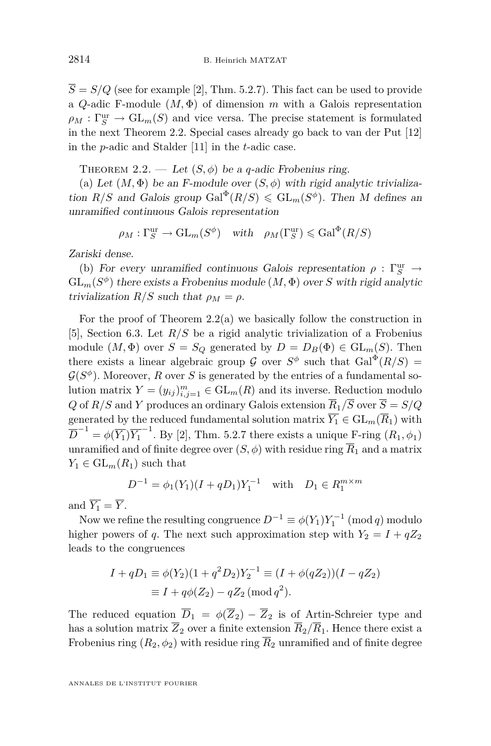$\overline{S} = S/Q$ (see for example [2], Thm. 5.2.7). This fact can be used to provide a $Q$-adic F-module $(M, \Phi)$ of dimension $m$ with a Galois representation $\rho_M : \Gamma_S^{\mathrm{ur}} \to \mathrm{GL}_m(S)$ and vice versa. The precise statement is formulated in the next Theorem 2.2. Special cases already go back to van der Put [12] in the $p$-adic and Stalder [11] in the $t$-adic case.

Theorem 2.2. — *Let $(S, \phi)$ be a $q$-adic Frobenius ring.*

(a) *Let $(M, \Phi)$ be an F-module over $(S, \phi)$ with rigid analytic trivialization $R/S$ and Galois group $\mathrm{Gal}^{\Phi}(R/S) \leqslant \mathrm{GL}_m(S^{\phi})$. Then $M$ defines an unramified continuous Galois representation*

$$\rho_M : \Gamma_S^{\mathrm{ur}} \to \mathrm{GL}_m(S^{\phi}) \quad \textit{with} \quad \rho_M(\Gamma_S^{\mathrm{ur}}) \leqslant \mathrm{Gal}^{\Phi}(R/S)$$

*Zariski dense.*

(b) *For every unramified continuous Galois representation $\rho : \Gamma_S^{\mathrm{ur}} \to \mathrm{GL}_m(S^{\phi})$ there exists a Frobenius module $(M, \Phi)$ over $S$ with rigid analytic trivialization $R/S$ such that $\rho_M = \rho$.*

For the proof of Theorem 2.2(a) we basically follow the construction in [5], Section 6.3. Let $R/S$ be a rigid analytic trivialization of a Frobenius module $(M, \Phi)$ over $S = S_Q$ generated by $D = D_B(\Phi) \in \mathrm{GL}_m(S)$. Then there exists a linear algebraic group $\mathcal{G}$ over $S^{\phi}$ such that $\mathrm{Gal}^{\Phi}(R/S) = \mathcal{G}(S^{\phi})$. Moreover, $R$ over $S$ is generated by the entries of a fundamental solution matrix $Y = (y_{ij})_{i,j=1}^m \in \mathrm{GL}_m(R)$ and its inverse. Reduction modulo $Q$ of $R/S$ and $Y$ produces an ordinary Galois extension $\overline{R}_1/\overline{S}$ over $\overline{S} = S/Q$ generated by the reduced fundamental solution matrix $\overline{Y_1} \in \mathrm{GL}_m(\overline{R}_1)$ with $\overline{D}^{-1} = \phi(\overline{Y_1})\overline{Y_1}^{-1}$. By [2], Thm. 5.2.7 there exists a unique F-ring $(R_1, \phi_1)$ unramified and of finite degree over $(S, \phi)$ with residue ring $\overline{R}_1$ and a matrix $Y_1 \in \mathrm{GL}_m(R_1)$ such that

$$D^{-1} = \phi_1(Y_1)(I + qD_1)Y_1^{-1} \quad \text{with} \quad D_1 \in R_1^{m \times m}$$

and $\overline{Y_1} = \overline{Y}$.

Now we refine the resulting congruence $D^{-1} \equiv \phi(Y_1)Y_1^{-1} \pmod{q}$ modulo higher powers of $q$. The next such approximation step with $Y_2 = I + qZ_2$ leads to the congruences

$$\begin{aligned} I + qD_1 &\equiv \phi(Y_2)(1 + q^2 D_2)Y_2^{-1} \equiv (I + \phi(qZ_2))(I - qZ_2) \\ &\equiv I + q\phi(Z_2) - qZ_2 \pmod{q^2}. \end{aligned}$$

The reduced equation $\overline{D}_1 = \phi(\overline{Z}_2) - \overline{Z}_2$ is of Artin-Schreier type and has a solution matrix $\overline{Z}_2$ over a finite extension $\overline{R}_2/\overline{R}_1$. Hence there exist a Frobenius ring $(R_2, \phi_2)$ with residue ring $\overline{R}_2$ unramified and of finite degree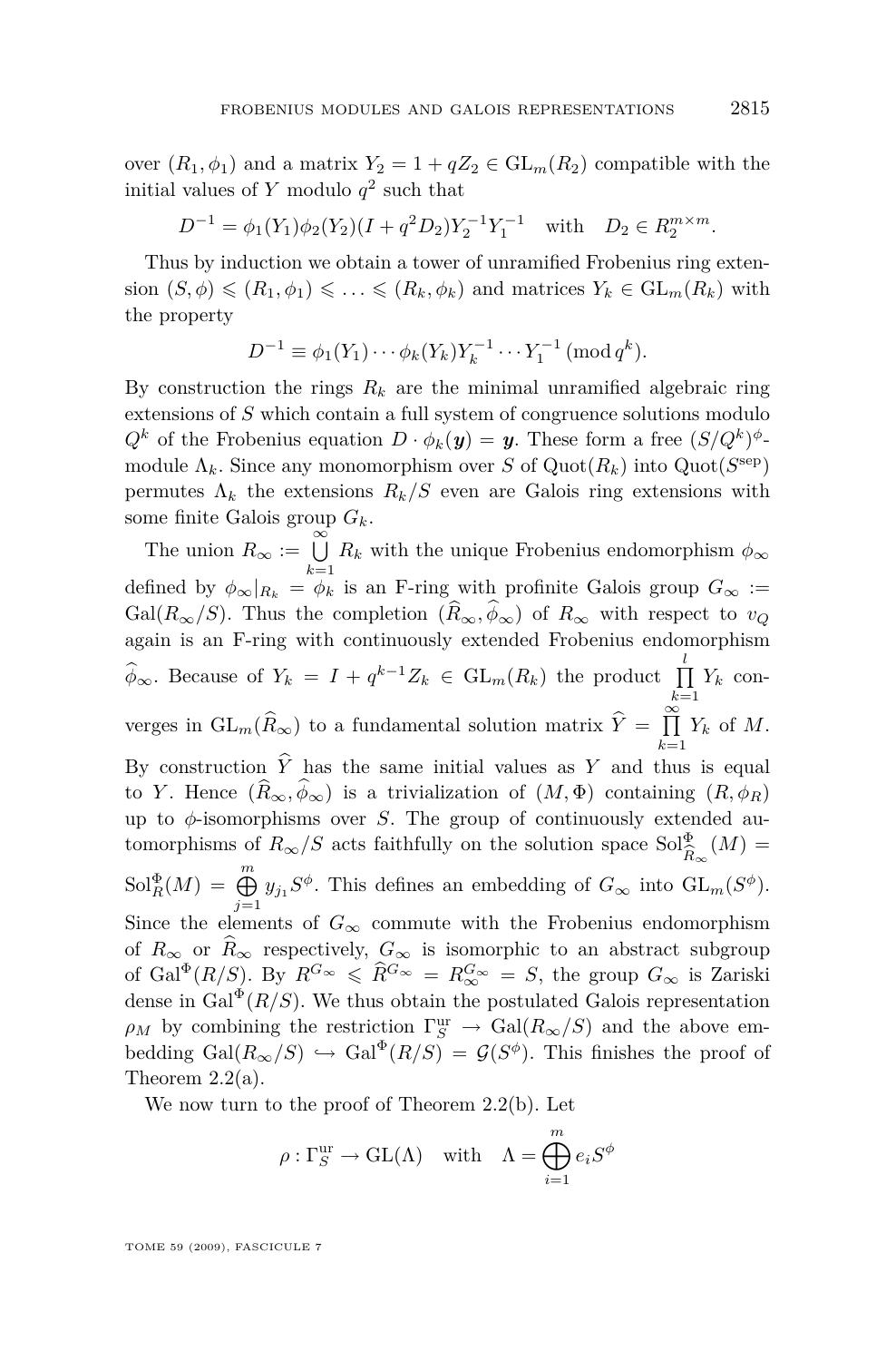over $(R_1, \phi_1)$ and a matrix $Y_2 = 1 + qZ_2 \in \mathrm{GL}_m(R_2)$ compatible with the initial values of $Y$ modulo $q^2$ such that

$$D^{-1} = \phi_1(Y_1)\phi_2(Y_2)(I + q^2 D_2)Y_2^{-1}Y_1^{-1} \quad \text{with} \quad D_2 \in R_2^{m\times m}.$$

Thus by induction we obtain a tower of unramified Frobenius ring extension $(S, \phi) \leqslant (R_1, \phi_1) \leqslant \ldots \leqslant (R_k, \phi_k)$ and matrices $Y_k \in \mathrm{GL}_m(R_k)$ with the property

$$D^{-1} \equiv \phi_1(Y_1)\cdots\phi_k(Y_k)Y_k^{-1}\cdots Y_1^{-1} \,(\mathrm{mod}\, q^k).$$

By construction the rings $R_k$ are the minimal unramified algebraic ring extensions of $S$ which contain a full system of congruence solutions modulo $Q^k$ of the Frobenius equation $D \cdot \phi_k(\boldsymbol{y}) = \boldsymbol{y}$. These form a free $(S/Q^k)^\phi$-module $\Lambda_k$. Since any monomorphism over $S$ of $\mathrm{Quot}(R_k)$ into $\mathrm{Quot}(S^{\mathrm{sep}})$ permutes $\Lambda_k$ the extensions $R_k/S$ even are Galois ring extensions with some finite Galois group $G_k$.

The union $R_\infty := \bigcup_{k=1}^{\infty} R_k$ with the unique Frobenius endomorphism $\phi_\infty$ defined by $\phi_\infty|_{R_k} = \phi_k$ is an F-ring with profinite Galois group $G_\infty := \mathrm{Gal}(R_\infty/S)$. Thus the completion $(\widehat{R}_\infty, \widehat{\phi}_\infty)$ of $R_\infty$ with respect to $v_Q$ again is an F-ring with continuously extended Frobenius endomorphism $\widehat{\phi}_\infty$. Because of $Y_k = I + q^{k-1}Z_k \in \mathrm{GL}_m(R_k)$ the product $\prod_{k=1}^{l} Y_k$ converges in $\mathrm{GL}_m(\widehat{R}_\infty)$ to a fundamental solution matrix $\widehat{Y} = \prod_{k=1}^{\infty} Y_k$ of $M$. By construction $\widehat{Y}$ has the same initial values as $Y$ and thus is equal to $Y$. Hence $(\widehat{R}_\infty, \widehat{\phi}_\infty)$ is a trivialization of $(M, \Phi)$ containing $(R, \phi_R)$ up to $\phi$-isomorphisms over $S$. The group of continuously extended automorphisms of $R_\infty/S$ acts faithfully on the solution space $\mathrm{Sol}^\Phi_{\widehat{R}_\infty}(M) = \mathrm{Sol}^\Phi_R(M) = \bigoplus_{j=1}^{m} y_{j_1} S^\phi$. This defines an embedding of $G_\infty$ into $\mathrm{GL}_m(S^\phi)$. Since the elements of $G_\infty$ commute with the Frobenius endomorphism of $R_\infty$ or $\widehat{R}_\infty$ respectively, $G_\infty$ is isomorphic to an abstract subgroup of $\mathrm{Gal}^\Phi(R/S)$. By $R^{G_\infty} \leqslant \widehat{R}^{G_\infty} = R_\infty^{G_\infty} = S$, the group $G_\infty$ is Zariski dense in $\mathrm{Gal}^\Phi(R/S)$. We thus obtain the postulated Galois representation $\rho_M$ by combining the restriction $\Gamma_S^{\mathrm{ur}} \to \mathrm{Gal}(R_\infty/S)$ and the above embedding $\mathrm{Gal}(R_\infty/S) \hookrightarrow \mathrm{Gal}^\Phi(R/S) = \mathcal{G}(S^\phi)$. This finishes the proof of Theorem 2.2(a).

We now turn to the proof of Theorem 2.2(b). Let

$$\rho : \Gamma_S^{\mathrm{ur}} \to \mathrm{GL}(\Lambda) \quad \text{with} \quad \Lambda = \bigoplus_{i=1}^{m} e_i S^\phi$$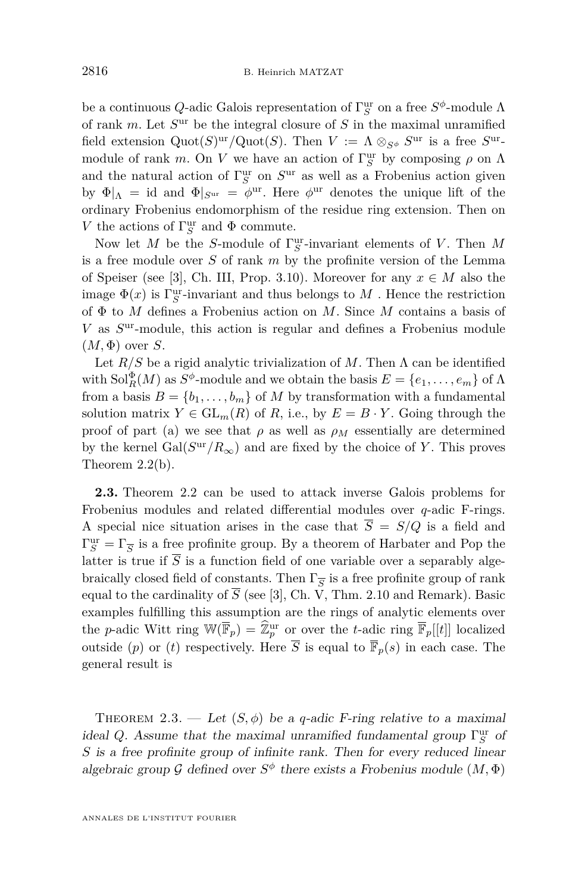be a continuous $Q$-adic Galois representation of $\Gamma_S^{\mathrm{ur}}$ on a free $S^\phi$-module $\Lambda$ of rank $m$. Let $S^{\mathrm{ur}}$ be the integral closure of $S$ in the maximal unramified field extension $\mathrm{Quot}(S)^{\mathrm{ur}}/\mathrm{Quot}(S)$. Then $V := \Lambda \otimes_{S^\phi} S^{\mathrm{ur}}$ is a free $S^{\mathrm{ur}}$-module of rank $m$. On $V$ we have an action of $\Gamma_S^{\mathrm{ur}}$ by composing $\rho$ on $\Lambda$ and the natural action of $\Gamma_S^{\mathrm{ur}}$ on $S^{\mathrm{ur}}$ as well as a Frobenius action given by $\Phi|_\Lambda = \mathrm{id}$ and $\Phi|_{S^{\mathrm{ur}}} = \phi^{\mathrm{ur}}$. Here $\phi^{\mathrm{ur}}$ denotes the unique lift of the ordinary Frobenius endomorphism of the residue ring extension. Then on $V$ the actions of $\Gamma_S^{\mathrm{ur}}$ and $\Phi$ commute.

Now let $M$ be the $S$-module of $\Gamma_S^{\mathrm{ur}}$-invariant elements of $V$. Then $M$ is a free module over $S$ of rank $m$ by the profinite version of the Lemma of Speiser (see [3], Ch. III, Prop. 3.10). Moreover for any $x \in M$ also the image $\Phi(x)$ is $\Gamma_S^{\mathrm{ur}}$-invariant and thus belongs to $M$ . Hence the restriction of $\Phi$ to $M$ defines a Frobenius action on $M$. Since $M$ contains a basis of $V$ as $S^{\mathrm{ur}}$-module, this action is regular and defines a Frobenius module $(M, \Phi)$ over $S$.

Let $R/S$ be a rigid analytic trivialization of $M$. Then $\Lambda$ can be identified with $\mathrm{Sol}_R^\Phi(M)$ as $S^\phi$-module and we obtain the basis $E = \{e_1, \ldots, e_m\}$ of $\Lambda$ from a basis $B = \{b_1, \ldots, b_m\}$ of $M$ by transformation with a fundamental solution matrix $Y \in \mathrm{GL}_m(R)$ of $R$, i.e., by $E = B \cdot Y$. Going through the proof of part (a) we see that $\rho$ as well as $\rho_M$ essentially are determined by the kernel $\mathrm{Gal}(S^{\mathrm{ur}}/R_\infty)$ and are fixed by the choice of $Y$. This proves Theorem 2.2(b).

**2.3.** Theorem 2.2 can be used to attack inverse Galois problems for Frobenius modules and related differential modules over $q$-adic F-rings. A special nice situation arises in the case that $\overline{S} = S/Q$ is a field and $\Gamma_S^{\mathrm{ur}} = \Gamma_{\overline{S}}$ is a free profinite group. By a theorem of Harbater and Pop the latter is true if $\overline{S}$ is a function field of one variable over a separably algebraically closed field of constants. Then $\Gamma_{\overline{S}}$ is a free profinite group of rank equal to the cardinality of $\overline{S}$ (see [3], Ch. V, Thm. 2.10 and Remark). Basic examples fulfilling this assumption are the rings of analytic elements over the $p$-adic Witt ring $\mathbb{W}(\overline{\mathbb{F}}_p) = \widehat{\mathbb{Z}}_p^{\mathrm{ur}}$ or over the $t$-adic ring $\overline{\mathbb{F}}_p[[t]]$ localized outside $(p)$ or $(t)$ respectively. Here $\overline{S}$ is equal to $\overline{\mathbb{F}}_p(s)$ in each case. The general result is

Theorem 2.3. — *Let $(S, \phi)$ be a $q$-adic F-ring relative to a maximal ideal $Q$. Assume that the maximal unramified fundamental group $\Gamma_S^{\mathrm{ur}}$ of $S$ is a free profinite group of infinite rank. Then for every reduced linear algebraic group $\mathcal{G}$ defined over $S^\phi$ there exists a Frobenius module $(M, \Phi)$*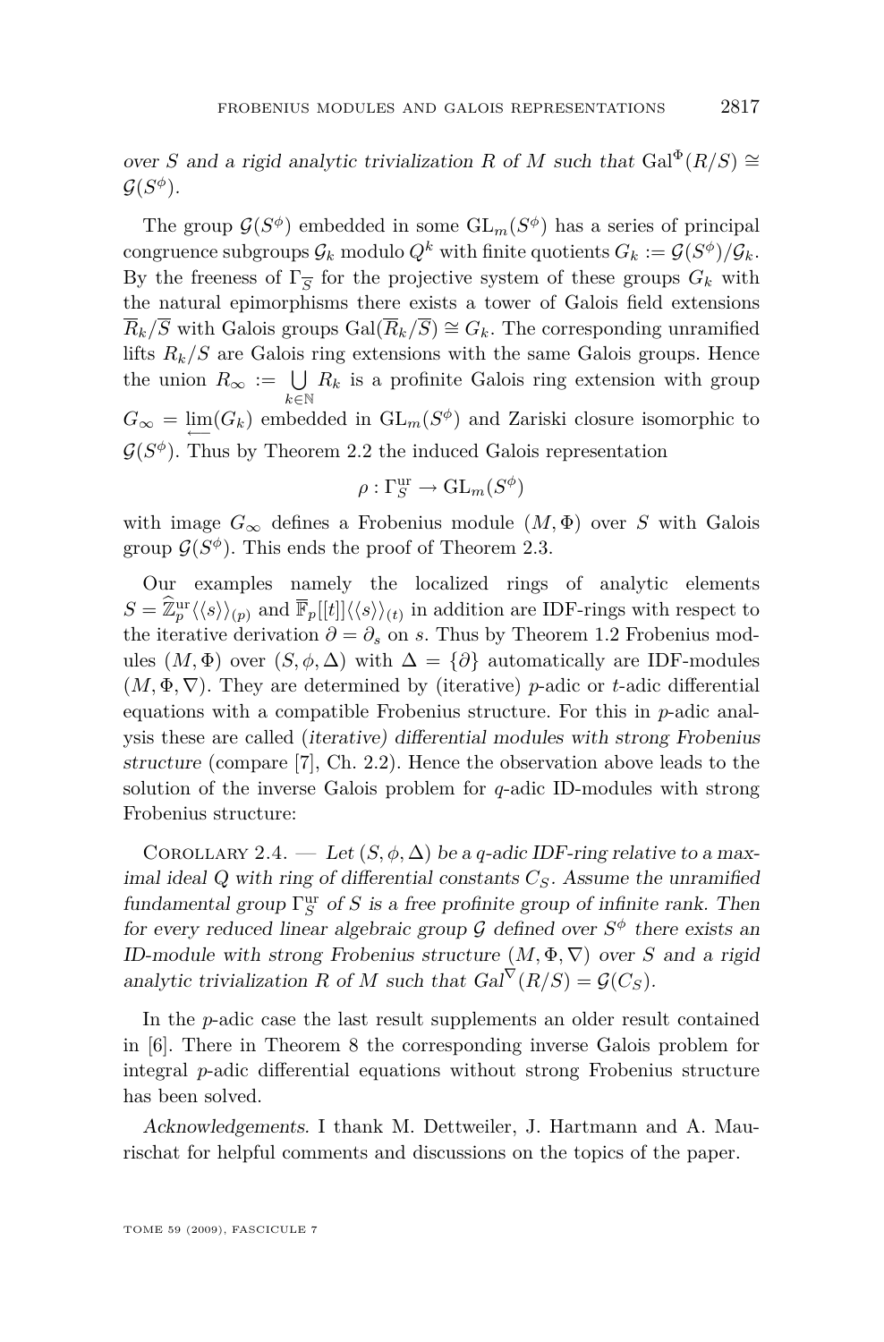*over $S$ and a rigid analytic trivialization $R$ of $M$ such that* $\mathrm{Gal}^{\Phi}(R/S) \cong \mathcal{G}(S^{\phi})$.

The group $\mathcal{G}(S^{\phi})$ embedded in some $\mathrm{GL}_m(S^{\phi})$ has a series of principal congruence subgroups $\mathcal{G}_k$ modulo $Q^k$ with finite quotients $G_k := \mathcal{G}(S^{\phi})/\mathcal{G}_k$. By the freeness of $\Gamma_{\overline{S}}$ for the projective system of these groups $G_k$ with the natural epimorphisms there exists a tower of Galois field extensions $\overline{R}_k/\overline{S}$ with Galois groups $\mathrm{Gal}(\overline{R}_k/\overline{S}) \cong G_k$. The corresponding unramified lifts $R_k/S$ are Galois ring extensions with the same Galois groups. Hence the union $R_\infty := \bigcup_{k\in\mathbb{N}} R_k$ is a profinite Galois ring extension with group $G_\infty = \varprojlim(G_k)$ embedded in $\mathrm{GL}_m(S^{\phi})$ and Zariski closure isomorphic to $\mathcal{G}(S^{\phi})$. Thus by Theorem 2.2 the induced Galois representation

$$\rho : \Gamma_S^{\mathrm{ur}} \to \mathrm{GL}_m(S^{\phi})$$

with image $G_\infty$ defines a Frobenius module $(M, \Phi)$ over $S$ with Galois group $\mathcal{G}(S^{\phi})$. This ends the proof of Theorem 2.3.

Our examples namely the localized rings of analytic elements $S = \widehat{\mathbb{Z}}_p^{\mathrm{ur}}\langle\langle s\rangle\rangle_{(p)}$ and $\overline{\mathbb{F}}_p[[t]]\langle\langle s\rangle\rangle_{(t)}$ in addition are IDF-rings with respect to the iterative derivation $\partial = \partial_s$ on $s$. Thus by Theorem 1.2 Frobenius modules $(M, \Phi)$ over $(S, \phi, \Delta)$ with $\Delta = \{\partial\}$ automatically are IDF-modules $(M, \Phi, \nabla)$. They are determined by (iterative) $p$-adic or $t$-adic differential equations with a compatible Frobenius structure. For this in $p$-adic analysis these are called *(iterative) differential modules with strong Frobenius structure* (compare [7], Ch. 2.2). Hence the observation above leads to the solution of the inverse Galois problem for $q$-adic ID-modules with strong Frobenius structure:

Corollary 2.4. — *Let $(S, \phi, \Delta)$ be a $q$-adic IDF-ring relative to a maximal ideal $Q$ with ring of differential constants $C_S$. Assume the unramified fundamental group $\Gamma_S^{\mathrm{ur}}$ of $S$ is a free profinite group of infinite rank. Then for every reduced linear algebraic group $\mathcal{G}$ defined over $S^{\phi}$ there exists an ID-module with strong Frobenius structure $(M, \Phi, \nabla)$ over $S$ and a rigid analytic trivialization $R$ of $M$ such that $\mathrm{Gal}^{\nabla}(R/S) = \mathcal{G}(C_S)$.*

In the $p$-adic case the last result supplements an older result contained in [6]. There in Theorem 8 the corresponding inverse Galois problem for integral $p$-adic differential equations without strong Frobenius structure has been solved.

*Acknowledgements*. I thank M. Dettweiler, J. Hartmann and A. Maurischat for helpful comments and discussions on the topics of the paper.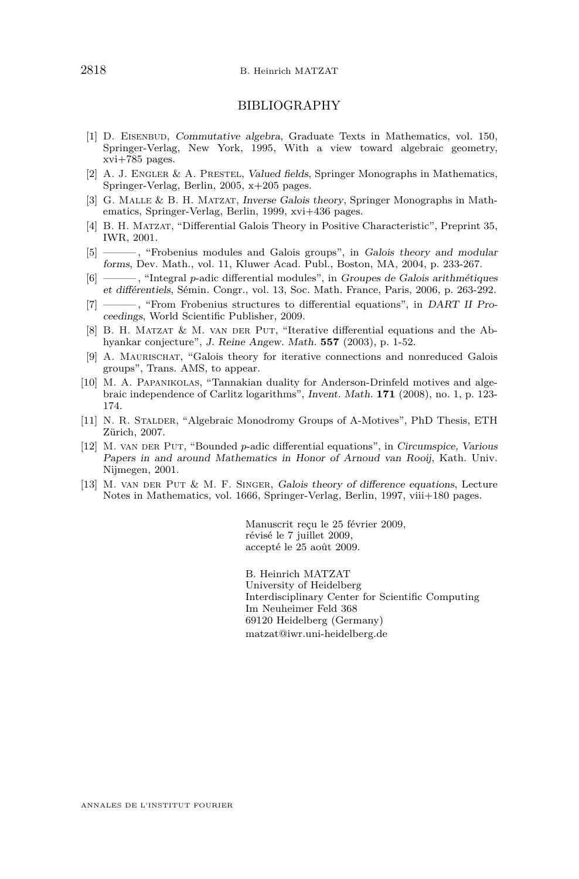## BIBLIOGRAPHY

[1] D. Eisenbud, *Commutative algebra*, Graduate Texts in Mathematics, vol. 150, Springer-Verlag, New York, 1995, With a view toward algebraic geometry, xvi+785 pages.

[2] A. J. Engler & A. Prestel, *Valued fields*, Springer Monographs in Mathematics, Springer-Verlag, Berlin, 2005, x+205 pages.

[3] G. Malle & B. H. Matzat, *Inverse Galois theory*, Springer Monographs in Mathematics, Springer-Verlag, Berlin, 1999, xvi+436 pages.

[4] B. H. Matzat, "Differential Galois Theory in Positive Characteristic", Preprint 35, IWR, 2001.

[5] ———, "Frobenius modules and Galois groups", in *Galois theory and modular forms*, Dev. Math., vol. 11, Kluwer Acad. Publ., Boston, MA, 2004, p. 233-267.

[6] ———, "Integral $p$-adic differential modules", in *Groupes de Galois arithmétiques et différentiels*, Sémin. Congr., vol. 13, Soc. Math. France, Paris, 2006, p. 263-292.

[7] ———, "From Frobenius structures to differential equations", in *DART II Proceedings*, World Scientific Publisher, 2009.

[8] B. H. Matzat & M. van der Put, "Iterative differential equations and the Abhyankar conjecture", *J. Reine Angew. Math.* **557** (2003), p. 1-52.

[9] A. Maurischat, "Galois theory for iterative connections and nonreduced Galois groups", Trans. AMS, to appear.

[10] M. A. Papanikolas, "Tannakian duality for Anderson-Drinfeld motives and algebraic independence of Carlitz logarithms", *Invent. Math.* **171** (2008), no. 1, p. 123-174.

[11] N. R. Stalder, "Algebraic Monodromy Groups of A-Motives", PhD Thesis, ETH Zürich, 2007.

[12] M. van der Put, "Bounded $p$-adic differential equations", in *Circumspice, Various Papers in and around Mathematics in Honor of Arnoud van Rooij*, Kath. Univ. Nijmegen, 2001.

[13] M. van der Put & M. F. Singer, *Galois theory of difference equations*, Lecture Notes in Mathematics, vol. 1666, Springer-Verlag, Berlin, 1997, viii+180 pages.

Manuscrit reçu le 25 février 2009,
révisé le 7 juillet 2009,
accepté le 25 août 2009.

B. Heinrich MATZAT
University of Heidelberg
Interdisciplinary Center for Scientific Computing
Im Neuheimer Feld 368
69120 Heidelberg (Germany)
matzat@iwr.uni-heidelberg.de